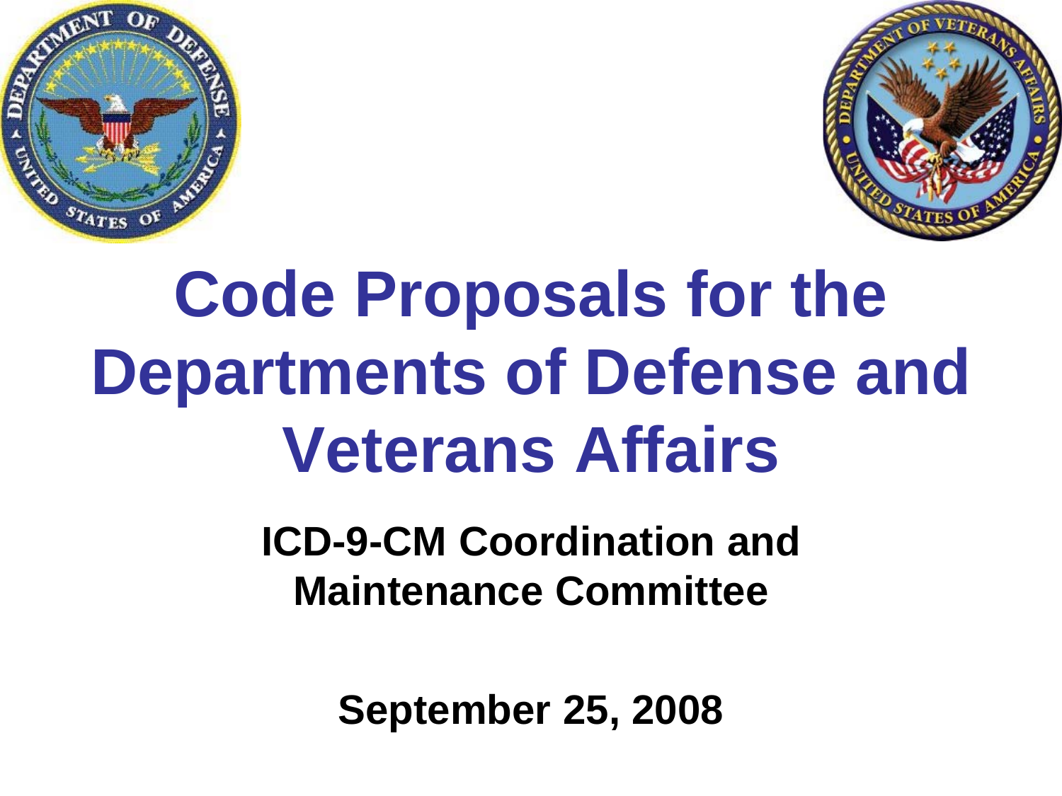# Code Proposals for the Departments of Defense and Veterans Affairs

**ICD-9-CM Coordination and Maintenance Committee**

**September 25, 2008**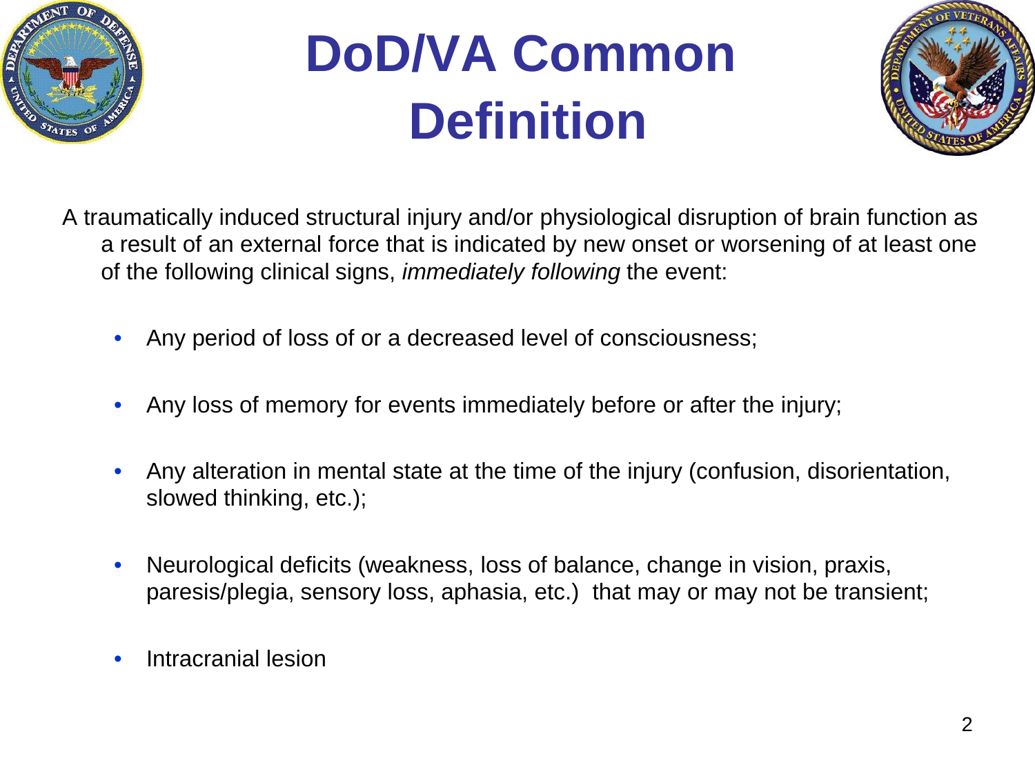# DoD/VA Common Definition

A traumatically induced structural injury and/or physiological disruption of brain function as a result of an external force that is indicated by new onset or worsening of at least one of the following clinical signs, *immediately following* the event:

- Any period of loss of or a decreased level of consciousness;
- Any loss of memory for events immediately before or after the injury;
- Any alteration in mental state at the time of the injury (confusion, disorientation, slowed thinking, etc.);
- Neurological deficits (weakness, loss of balance, change in vision, praxis, paresis/plegia, sensory loss, aphasia, etc.) that may or may not be transient;
- Intracranial lesion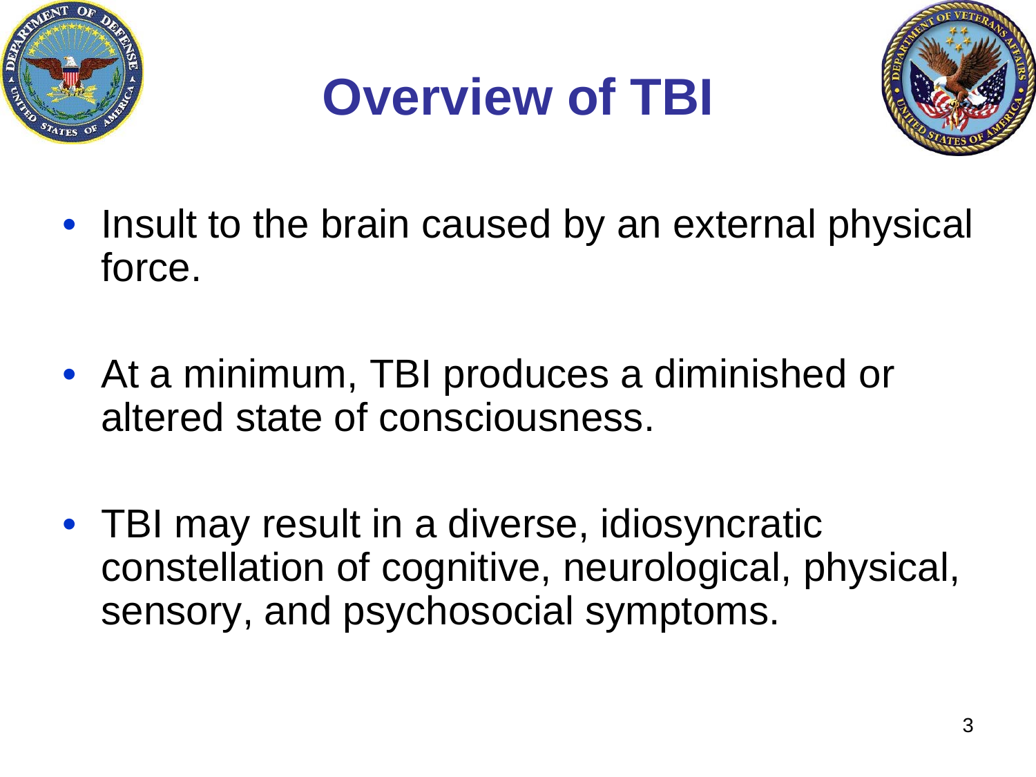# Overview of TBI

- Insult to the brain caused by an external physical force.
- At a minimum, TBI produces a diminished or altered state of consciousness.
- TBI may result in a diverse, idiosyncratic constellation of cognitive, neurological, physical, sensory, and psychosocial symptoms.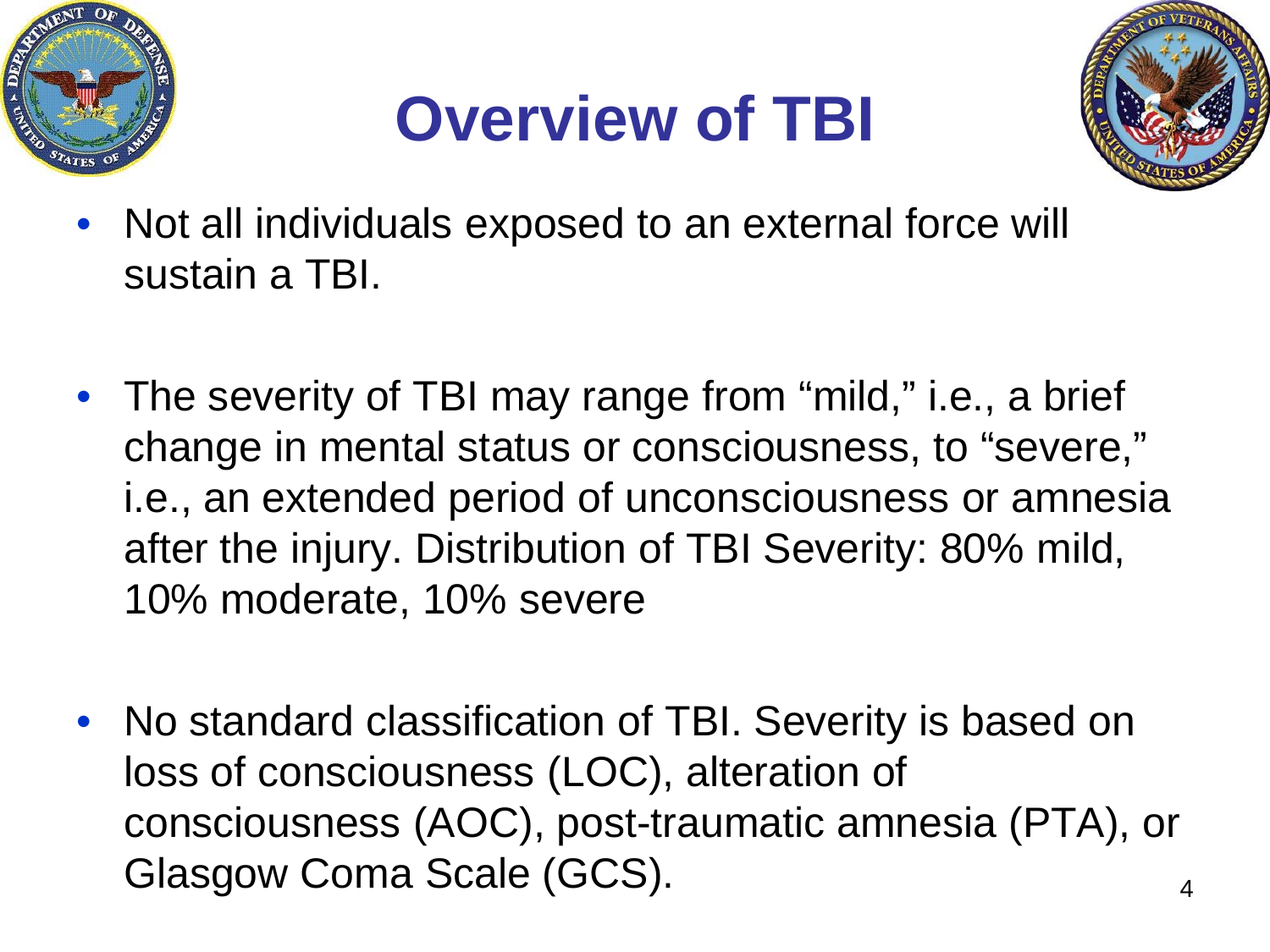# Overview of TBI

- Not all individuals exposed to an external force will sustain a TBI.
- The severity of TBI may range from “mild,” i.e., a brief change in mental status or consciousness, to “severe,” i.e., an extended period of unconsciousness or amnesia after the injury. Distribution of TBI Severity: 80% mild, 10% moderate, 10% severe
- No standard classification of TBI. Severity is based on loss of consciousness (LOC), alteration of consciousness (AOC), post-traumatic amnesia (PTA), or Glasgow Coma Scale (GCS).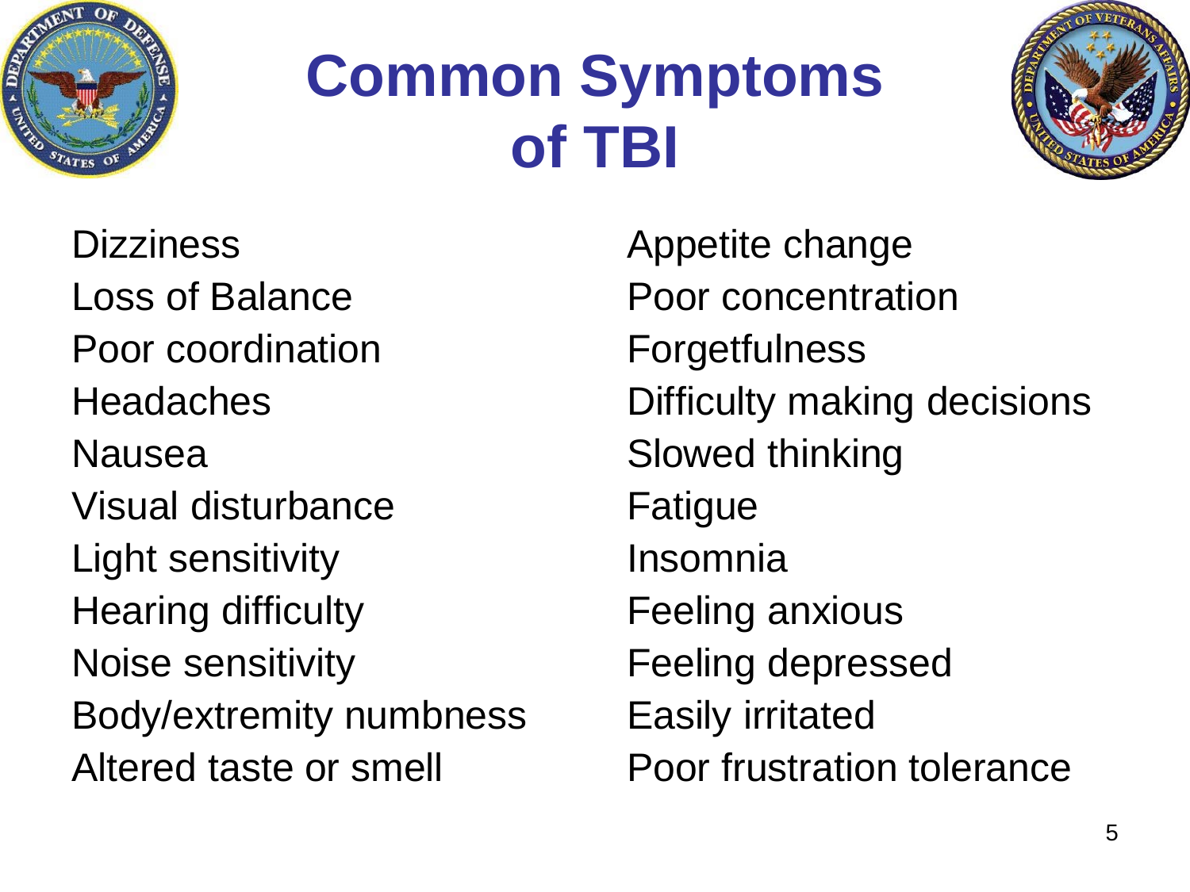# Common Symptoms of TBI

Dizziness
Loss of Balance
Poor coordination
Headaches
Nausea
Visual disturbance
Light sensitivity
Hearing difficulty
Noise sensitivity
Body/extremity numbness
Altered taste or smell

Appetite change
Poor concentration
Forgetfulness
Difficulty making decisions
Slowed thinking
Fatigue
Insomnia
Feeling anxious
Feeling depressed
Easily irritated
Poor frustration tolerance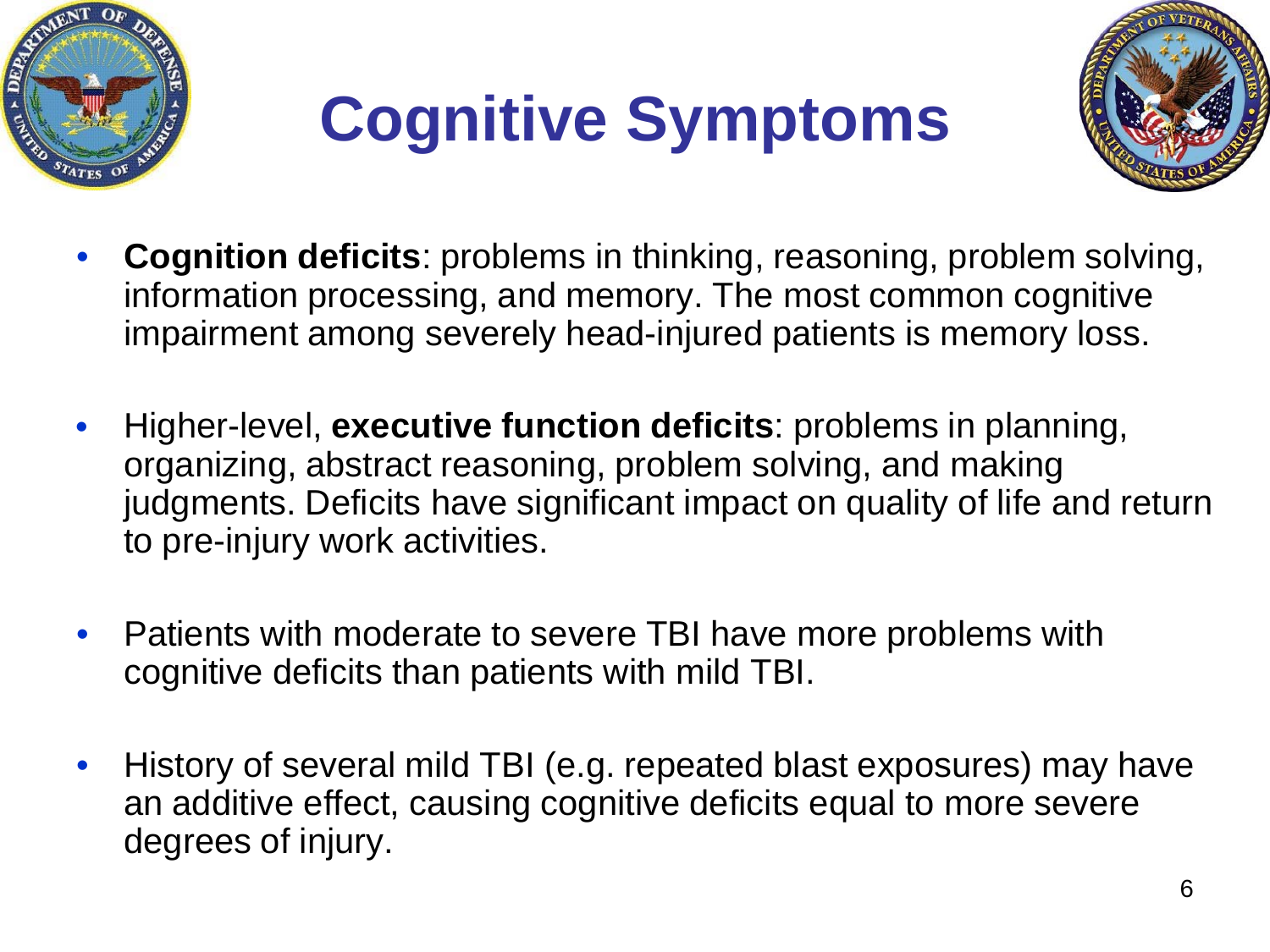# Cognitive Symptoms

- **Cognition deficits**: problems in thinking, reasoning, problem solving, information processing, and memory. The most common cognitive impairment among severely head-injured patients is memory loss.

- Higher-level, **executive function deficits**: problems in planning, organizing, abstract reasoning, problem solving, and making judgments. Deficits have significant impact on quality of life and return to pre-injury work activities.

- Patients with moderate to severe TBI have more problems with cognitive deficits than patients with mild TBI.

- History of several mild TBI (e.g. repeated blast exposures) may have an additive effect, causing cognitive deficits equal to more severe degrees of injury.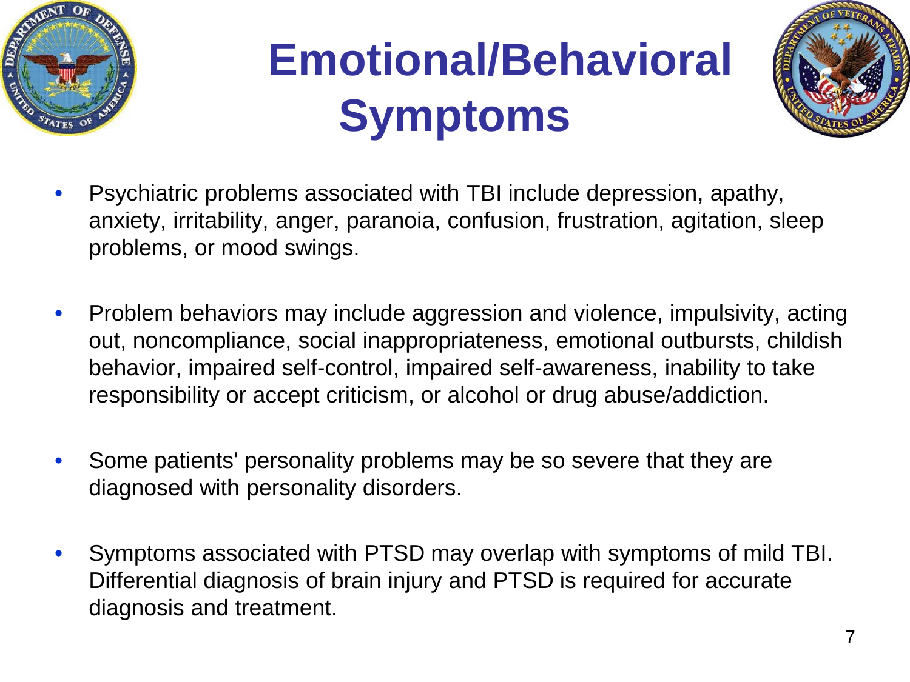# Emotional/Behavioral Symptoms

- Psychiatric problems associated with TBI include depression, apathy, anxiety, irritability, anger, paranoia, confusion, frustration, agitation, sleep problems, or mood swings.
- Problem behaviors may include aggression and violence, impulsivity, acting out, noncompliance, social inappropriateness, emotional outbursts, childish behavior, impaired self-control, impaired self-awareness, inability to take responsibility or accept criticism, or alcohol or drug abuse/addiction.
- Some patients' personality problems may be so severe that they are diagnosed with personality disorders.
- Symptoms associated with PTSD may overlap with symptoms of mild TBI. Differential diagnosis of brain injury and PTSD is required for accurate diagnosis and treatment.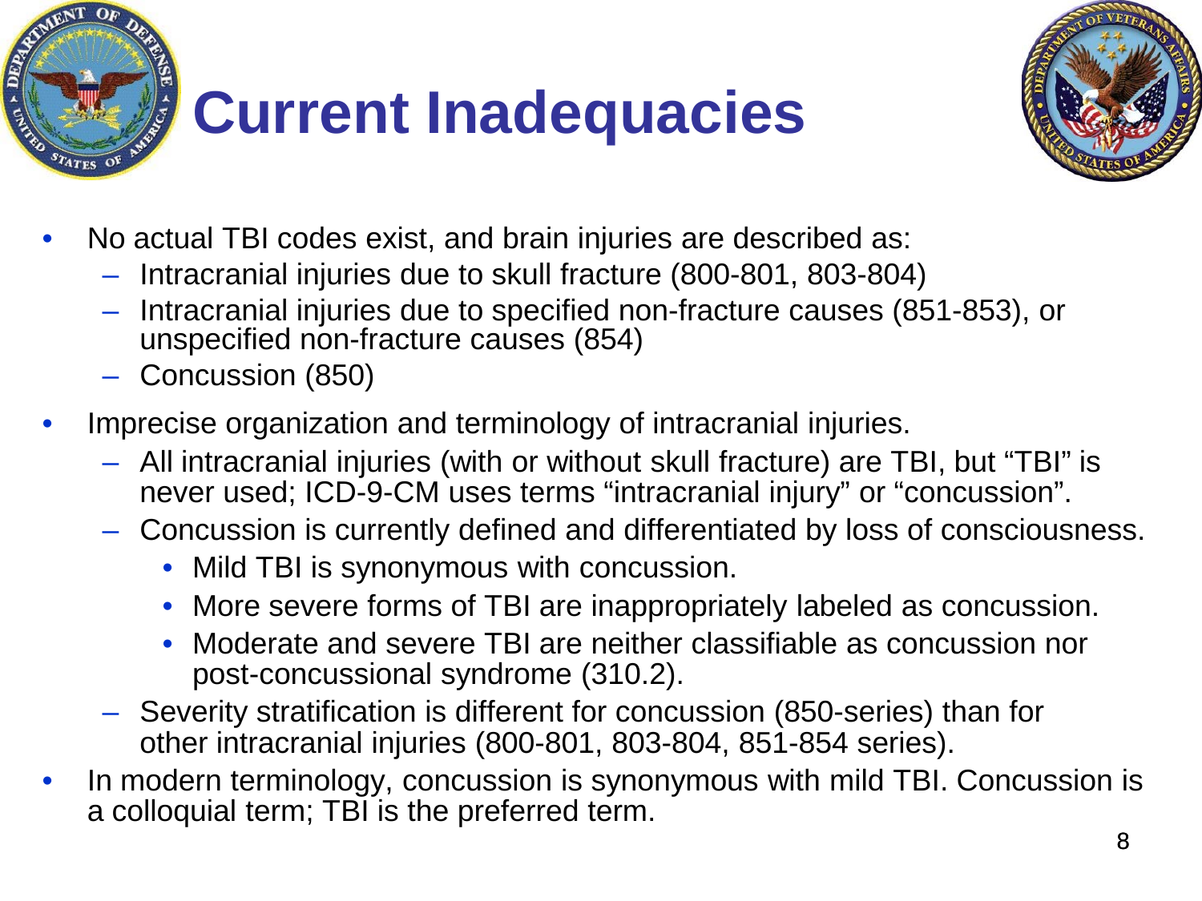# Current Inadequacies

- No actual TBI codes exist, and brain injuries are described as:
  - Intracranial injuries due to skull fracture (800-801, 803-804)
  - Intracranial injuries due to specified non-fracture causes (851-853), or unspecified non-fracture causes (854)
  - Concussion (850)
- Imprecise organization and terminology of intracranial injuries.
  - All intracranial injuries (with or without skull fracture) are TBI, but “TBI” is never used; ICD-9-CM uses terms “intracranial injury” or “concussion”.
  - Concussion is currently defined and differentiated by loss of consciousness.
    - Mild TBI is synonymous with concussion.
    - More severe forms of TBI are inappropriately labeled as concussion.
    - Moderate and severe TBI are neither classifiable as concussion nor post-concussional syndrome (310.2).
  - Severity stratification is different for concussion (850-series) than for other intracranial injuries (800-801, 803-804, 851-854 series).
- In modern terminology, concussion is synonymous with mild TBI. Concussion is a colloquial term; TBI is the preferred term.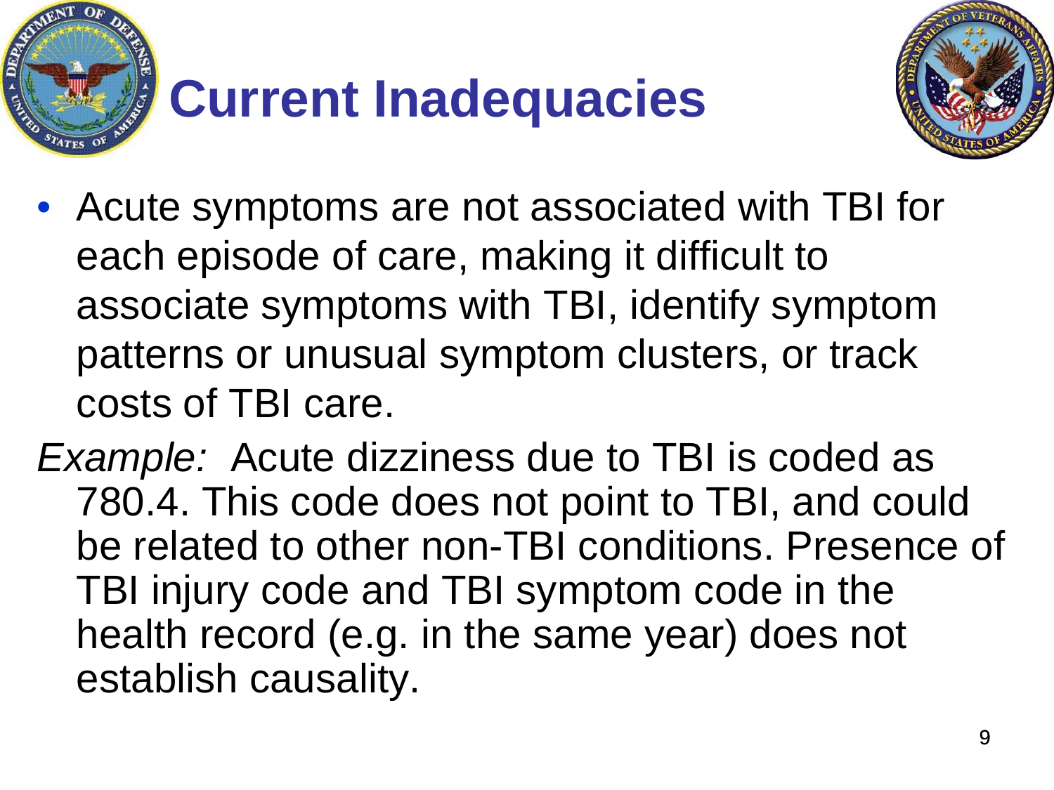# Current Inadequacies

- Acute symptoms are not associated with TBI for each episode of care, making it difficult to associate symptoms with TBI, identify symptom patterns or unusual symptom clusters, or track costs of TBI care.

*Example:* Acute dizziness due to TBI is coded as 780.4. This code does not point to TBI, and could be related to other non-TBI conditions. Presence of TBI injury code and TBI symptom code in the health record (e.g. in the same year) does not establish causality.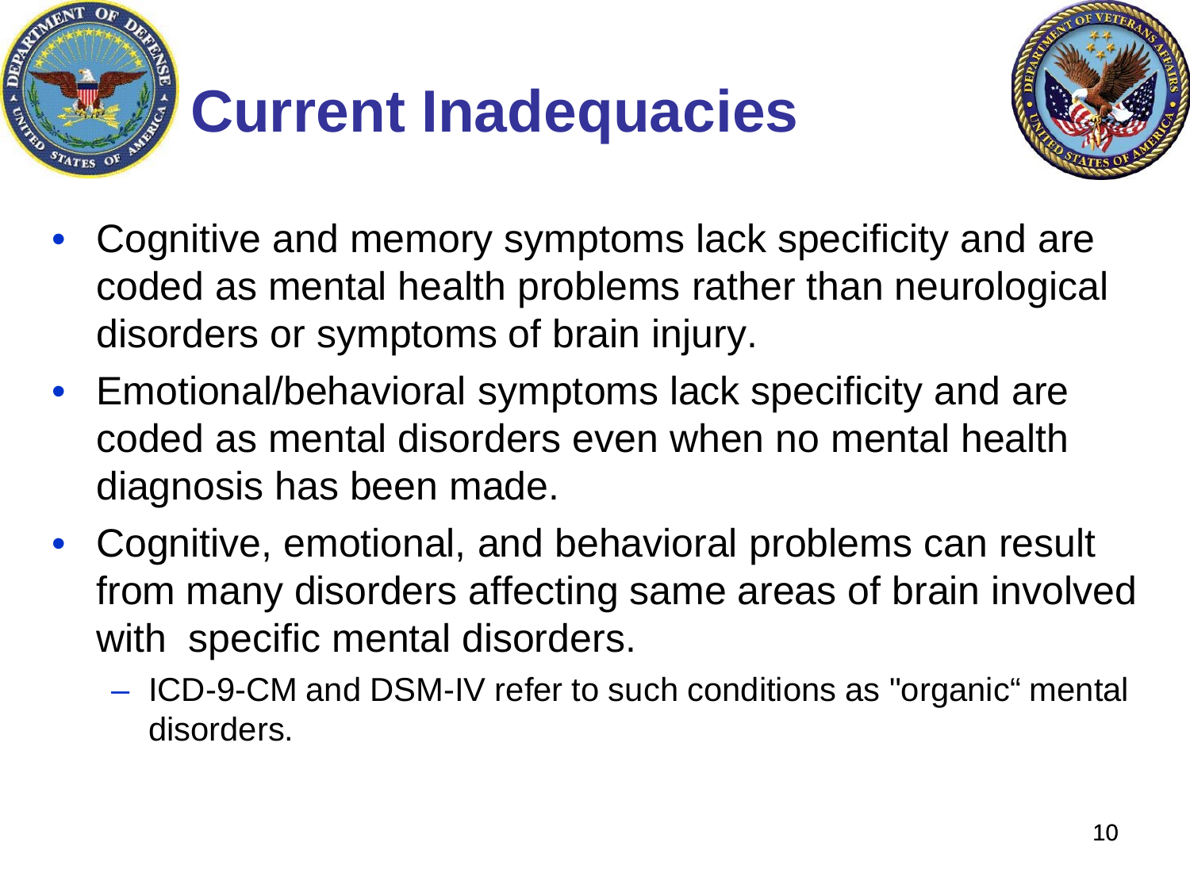# Current Inadequacies

- Cognitive and memory symptoms lack specificity and are coded as mental health problems rather than neurological disorders or symptoms of brain injury.
- Emotional/behavioral symptoms lack specificity and are coded as mental disorders even when no mental health diagnosis has been made.
- Cognitive, emotional, and behavioral problems can result from many disorders affecting same areas of brain involved with specific mental disorders.
  - ICD-9-CM and DSM-IV refer to such conditions as "organic“ mental disorders.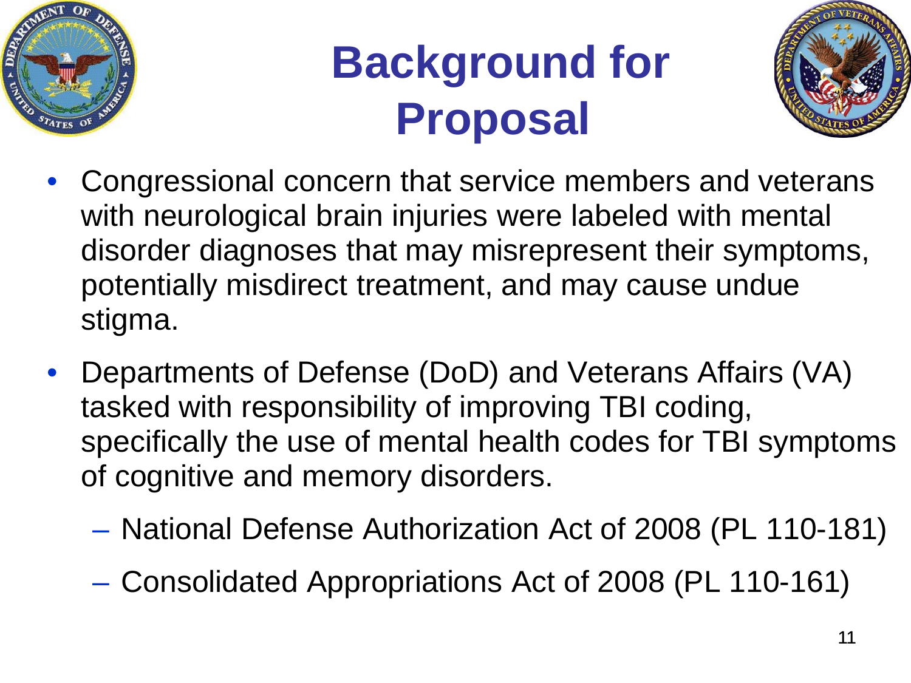# Background for Proposal

- Congressional concern that service members and veterans with neurological brain injuries were labeled with mental disorder diagnoses that may misrepresent their symptoms, potentially misdirect treatment, and may cause undue stigma.
- Departments of Defense (DoD) and Veterans Affairs (VA) tasked with responsibility of improving TBI coding, specifically the use of mental health codes for TBI symptoms of cognitive and memory disorders.
  - National Defense Authorization Act of 2008 (PL 110-181)
  - Consolidated Appropriations Act of 2008 (PL 110-161)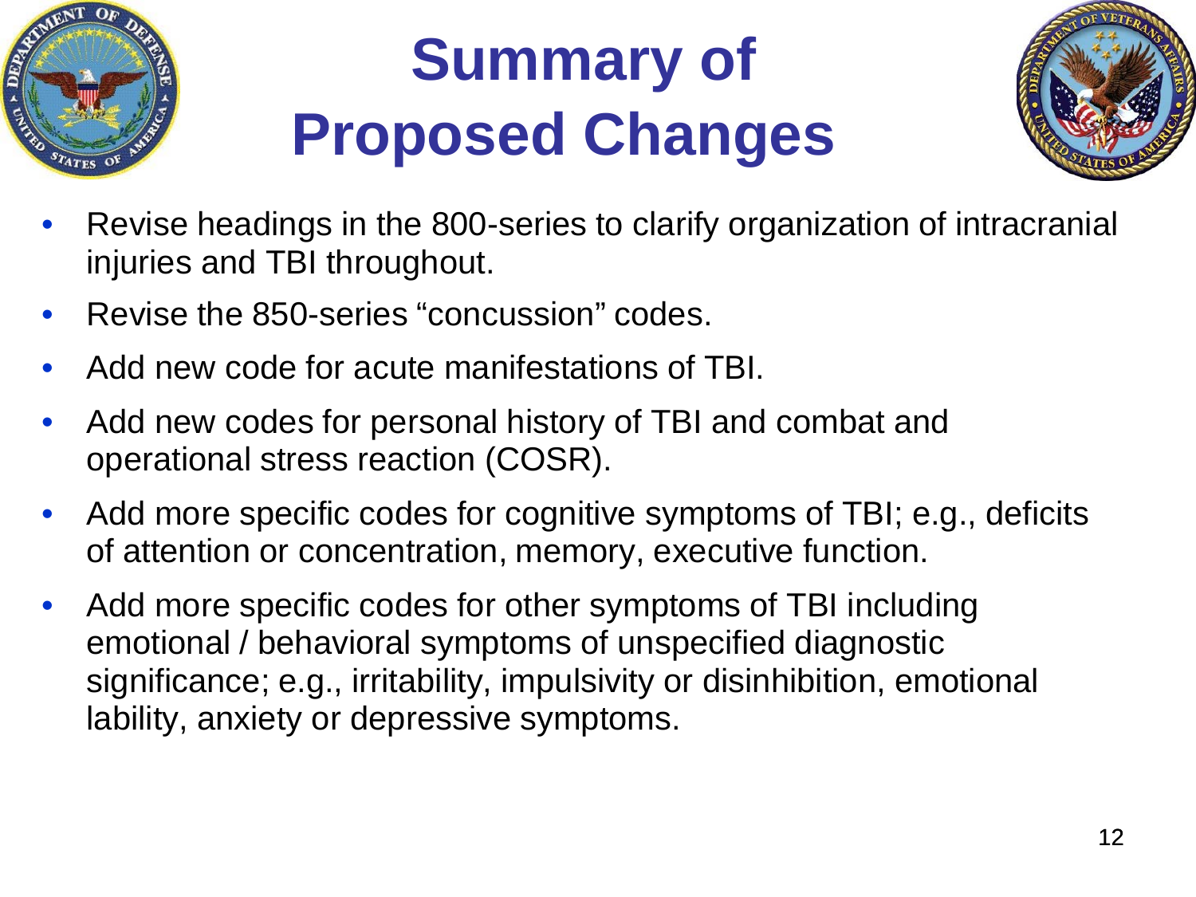# Summary of Proposed Changes

- Revise headings in the 800-series to clarify organization of intracranial injuries and TBI throughout.
- Revise the 850-series "concussion" codes.
- Add new code for acute manifestations of TBI.
- Add new codes for personal history of TBI and combat and operational stress reaction (COSR).
- Add more specific codes for cognitive symptoms of TBI; e.g., deficits of attention or concentration, memory, executive function.
- Add more specific codes for other symptoms of TBI including emotional / behavioral symptoms of unspecified diagnostic significance; e.g., irritability, impulsivity or disinhibition, emotional lability, anxiety or depressive symptoms.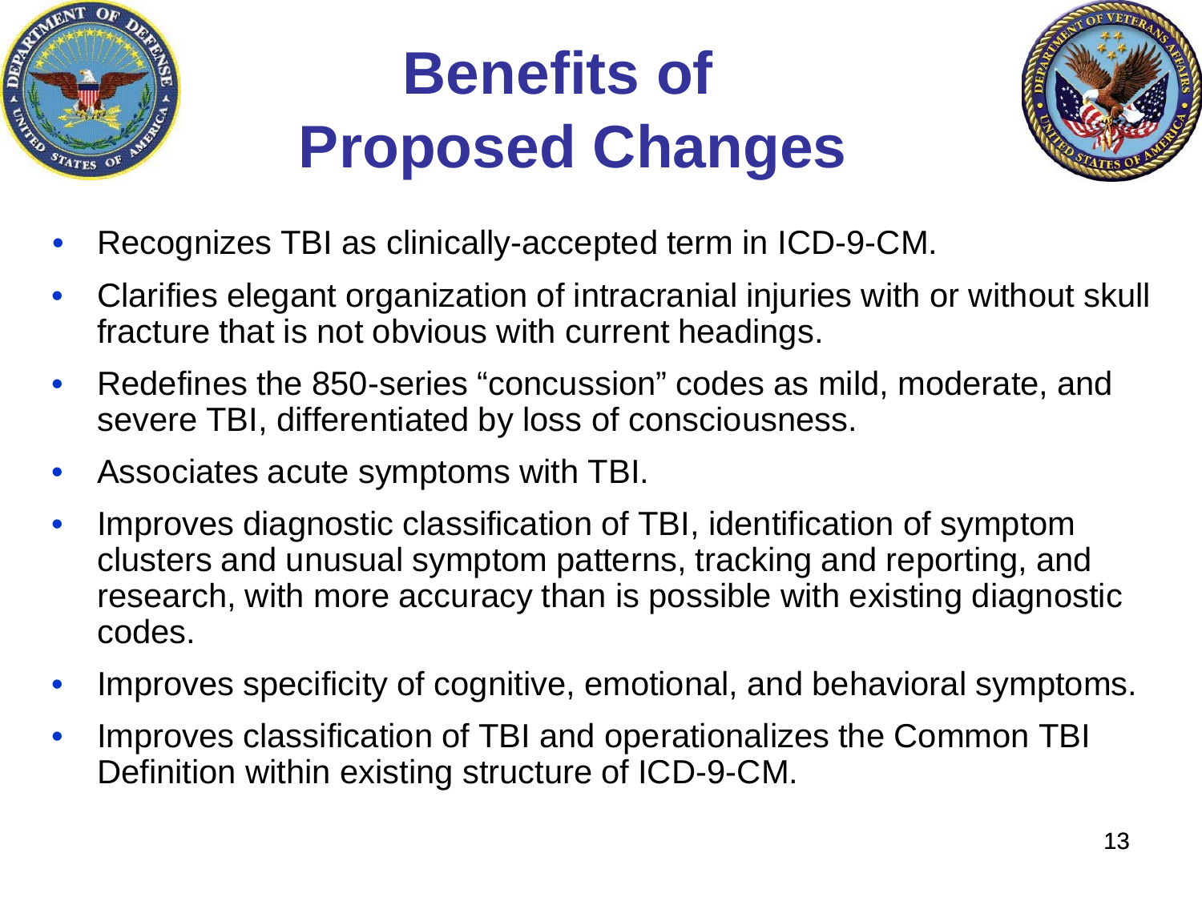# Benefits of Proposed Changes

- Recognizes TBI as clinically-accepted term in ICD-9-CM.
- Clarifies elegant organization of intracranial injuries with or without skull fracture that is not obvious with current headings.
- Redefines the 850-series “concussion” codes as mild, moderate, and severe TBI, differentiated by loss of consciousness.
- Associates acute symptoms with TBI.
- Improves diagnostic classification of TBI, identification of symptom clusters and unusual symptom patterns, tracking and reporting, and research, with more accuracy than is possible with existing diagnostic codes.
- Improves specificity of cognitive, emotional, and behavioral symptoms.
- Improves classification of TBI and operationalizes the Common TBI Definition within existing structure of ICD-9-CM.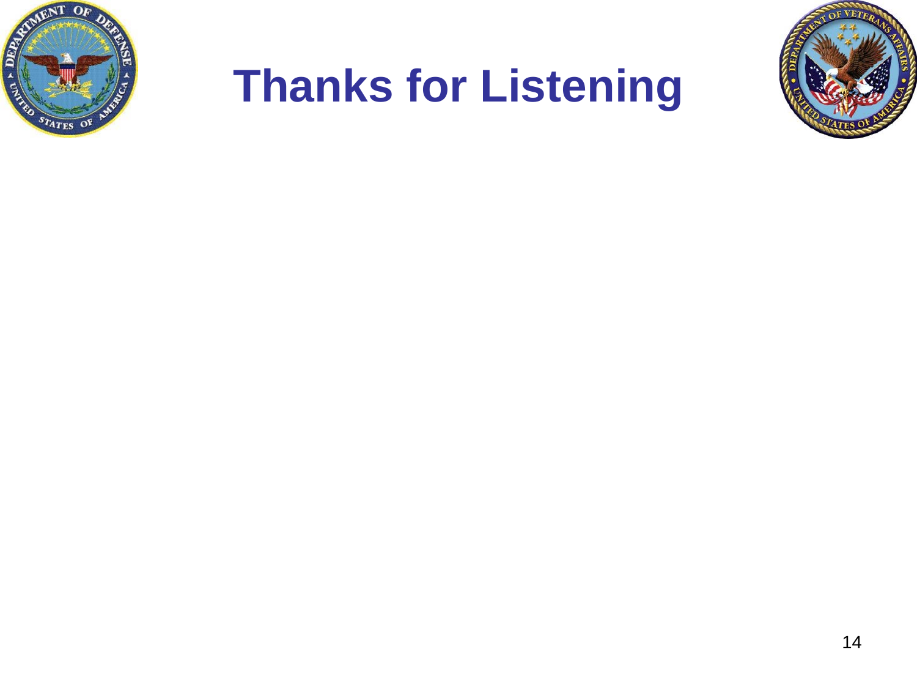# Thanks for Listening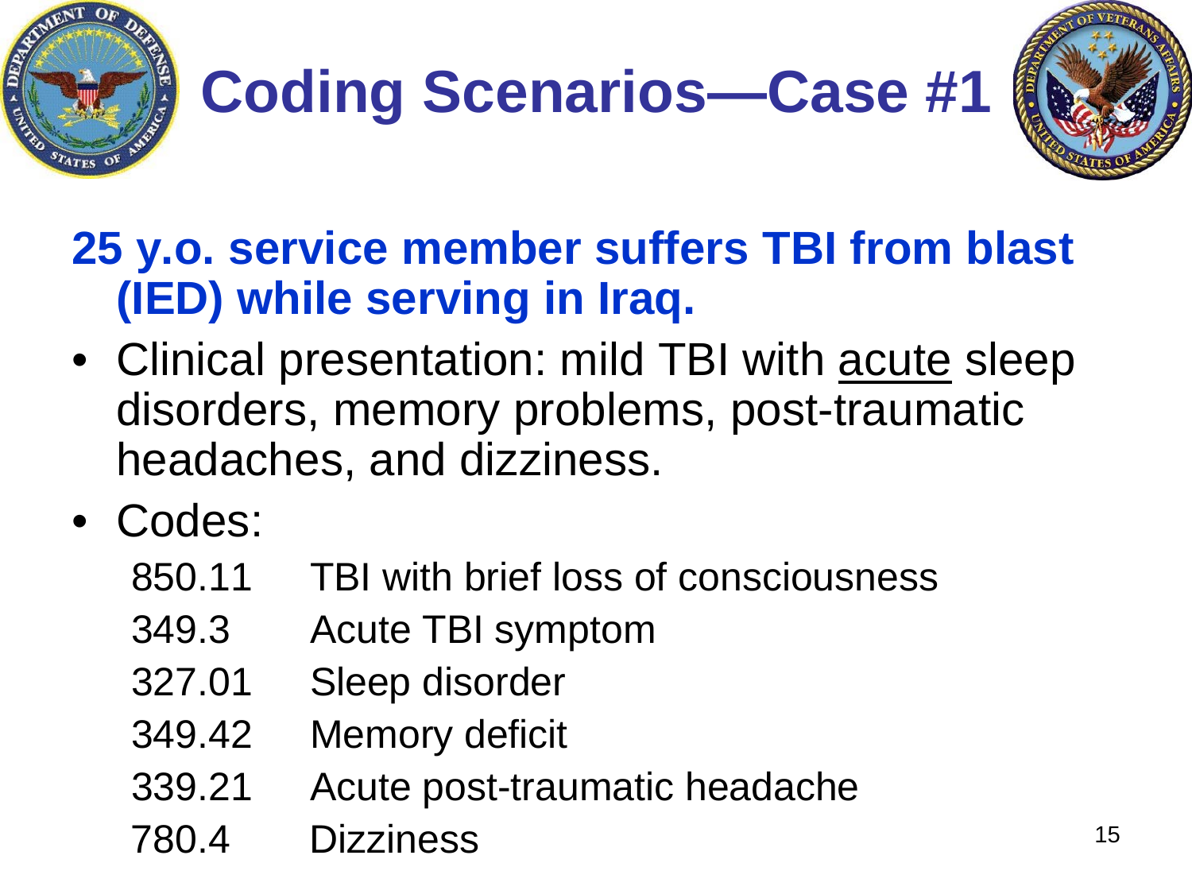# Coding Scenarios—Case #1

**25 y.o. service member suffers TBI from blast (IED) while serving in Iraq.**

- Clinical presentation: mild TBI with <u>acute</u> sleep disorders, memory problems, post-traumatic headaches, and dizziness.
- Codes:

| | |
|---|---|
| 850.11 | TBI with brief loss of consciousness |
| 349.3 | Acute TBI symptom |
| 327.01 | Sleep disorder |
| 349.42 | Memory deficit |
| 339.21 | Acute post-traumatic headache |
| 780.4 | Dizziness |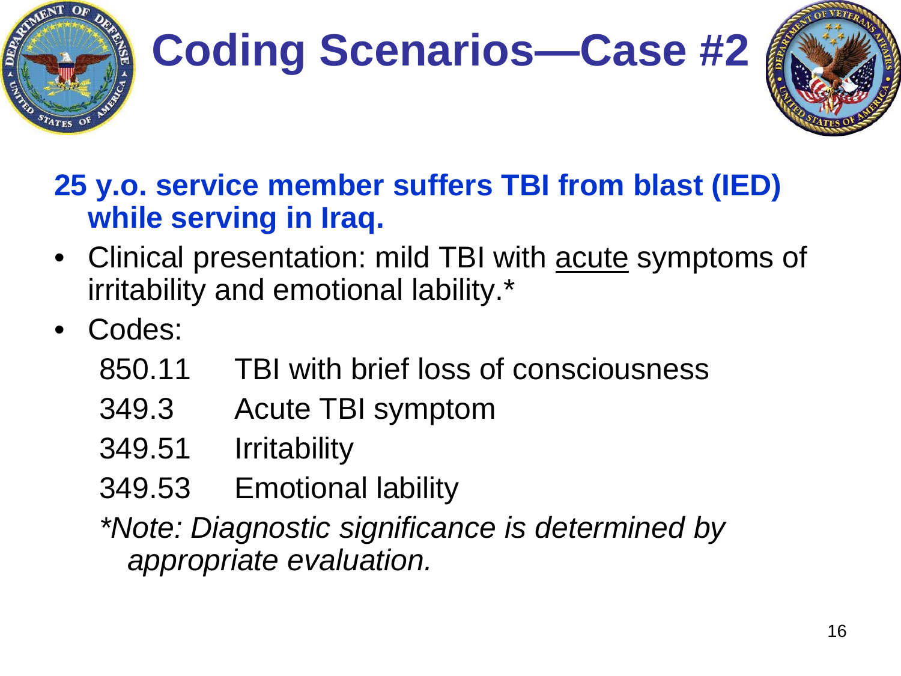# Coding Scenarios—Case #2

**25 y.o. service member suffers TBI from blast (IED) while serving in Iraq.**

- Clinical presentation: mild TBI with <u>acute</u> symptoms of irritability and emotional lability.*
- Codes:

| Code | Description |
| --- | --- |
| 850.11 | TBI with brief loss of consciousness |
| 349.3 | Acute TBI symptom |
| 349.51 | Irritability |
| 349.53 | Emotional lability |

*\*Note: Diagnostic significance is determined by appropriate evaluation.*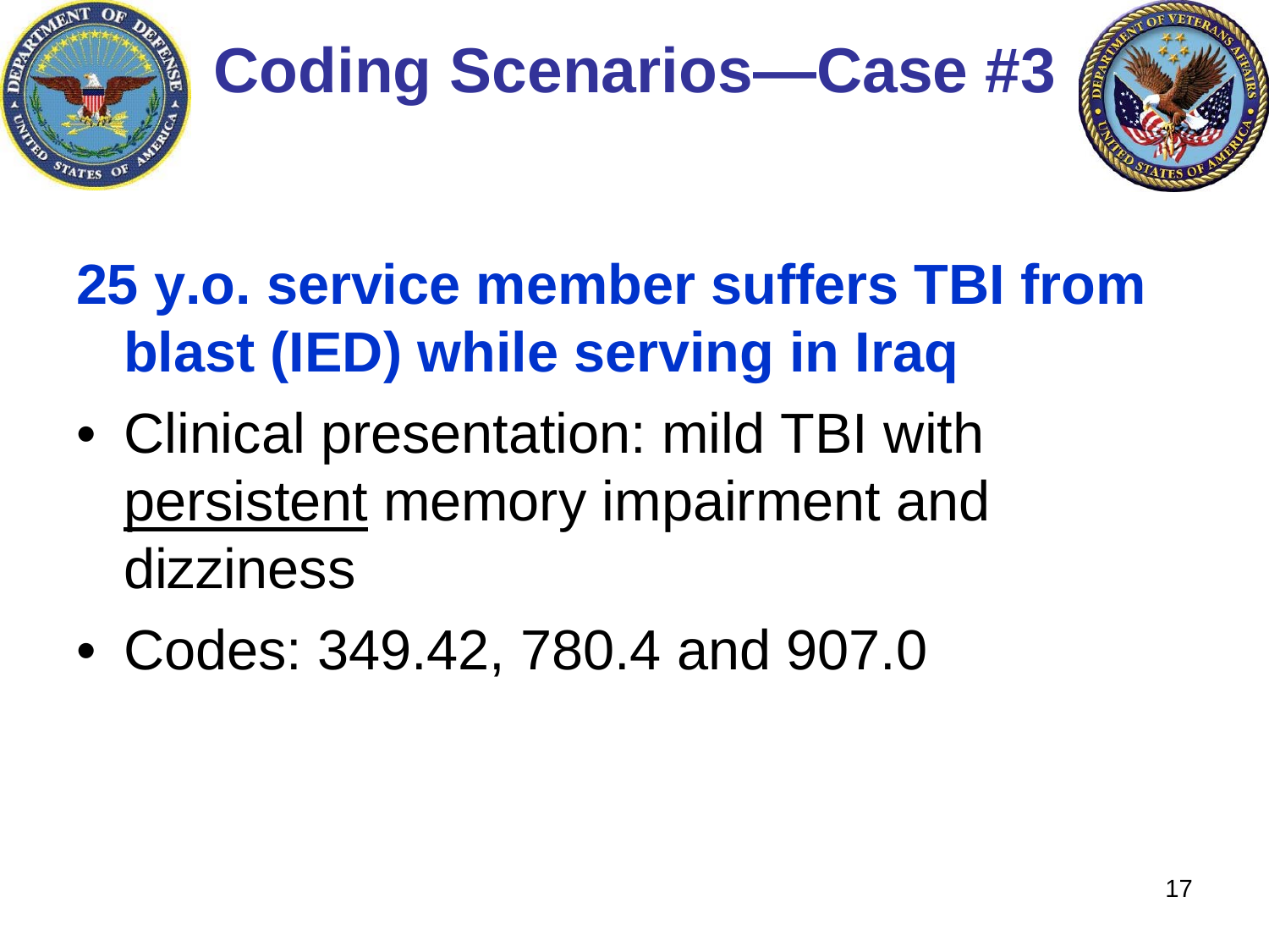# Coding Scenarios—Case #3

**25 y.o. service member suffers TBI from blast (IED) while serving in Iraq**

- Clinical presentation: mild TBI with persistent memory impairment and dizziness
- Codes: 349.42, 780.4 and 907.0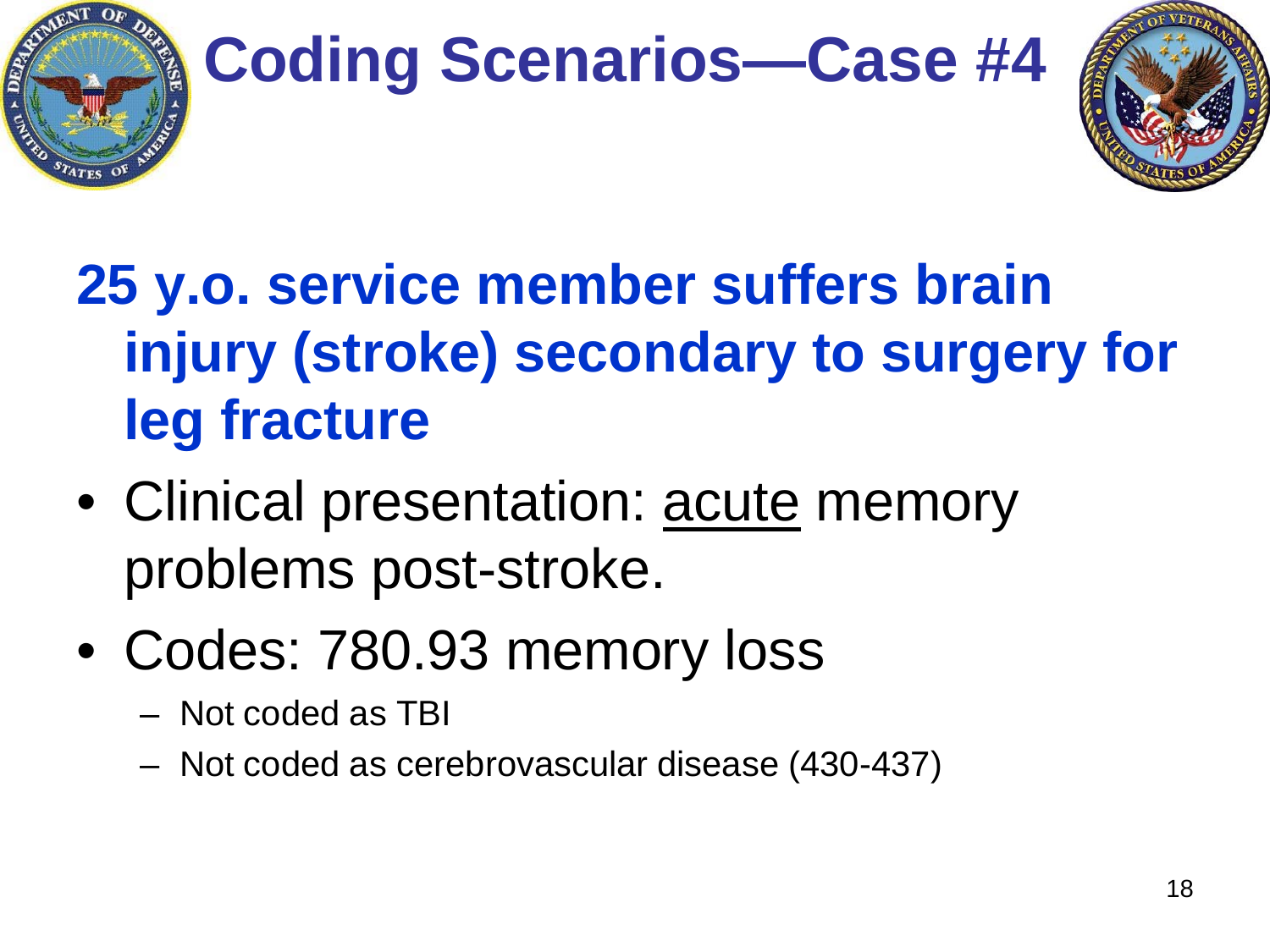# Coding Scenarios—Case #4

**25 y.o. service member suffers brain injury (stroke) secondary to surgery for leg fracture**

- Clinical presentation: <u>acute</u> memory problems post-stroke.
- Codes: 780.93 memory loss
  - Not coded as TBI
  - Not coded as cerebrovascular disease (430-437)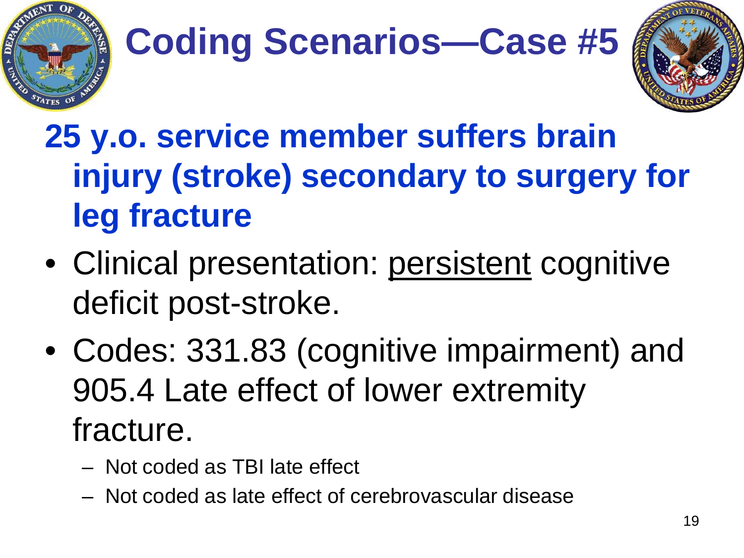# Coding Scenarios—Case #5

## 25 y.o. service member suffers brain injury (stroke) secondary to surgery for leg fracture

- Clinical presentation: <u>persistent</u> cognitive deficit post-stroke.
- Codes: 331.83 (cognitive impairment) and 905.4 Late effect of lower extremity fracture.
  - Not coded as TBI late effect
  - Not coded as late effect of cerebrovascular disease